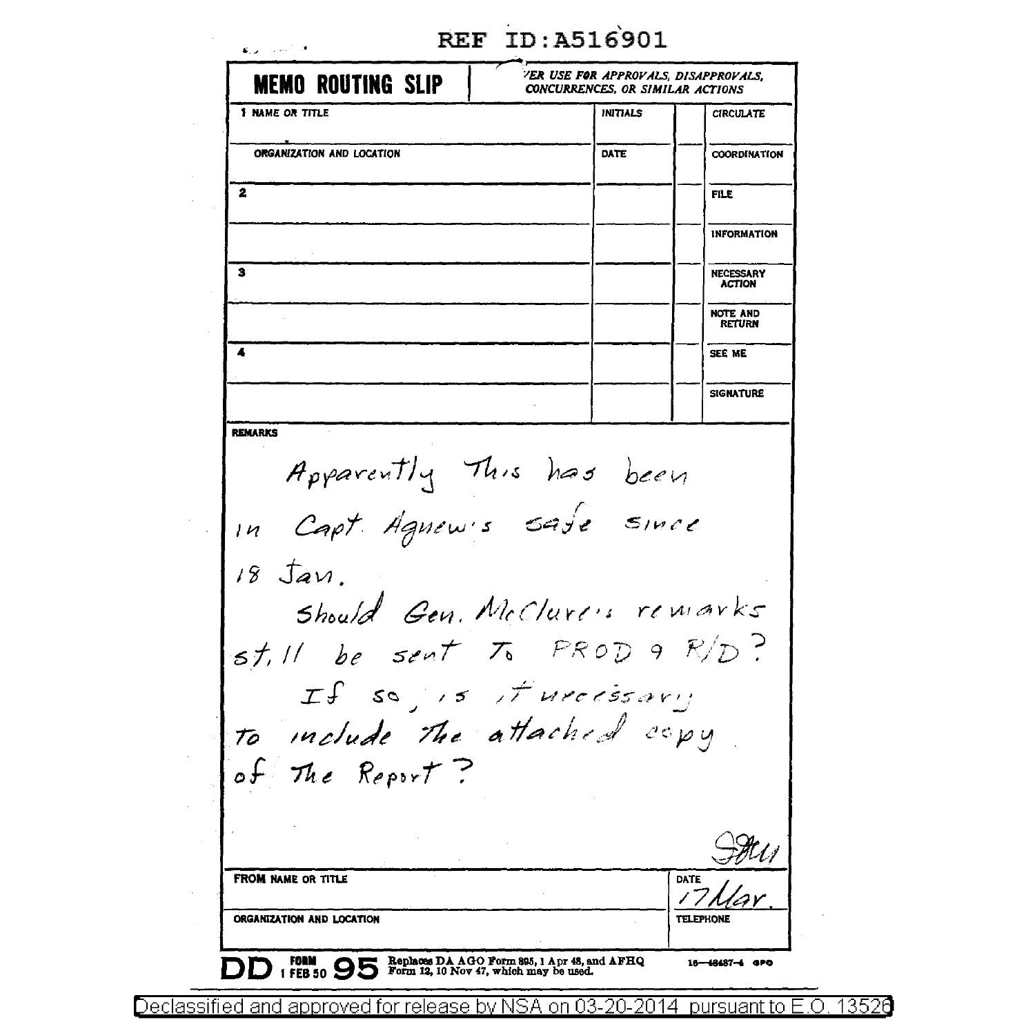REF ID:A516901

# MEMO ROUTING SLIP

NEVER USE FOR APPROVALS, DISAPPROVALS, CONCURRENCES, OR SIMILAR ACTIONS

| | INITIALS | | |
|---|---|---|---|
| 1 NAME OR TITLE | INITIALS | | CIRCULATE |
| ORGANIZATION AND LOCATION | DATE | | COORDINATION |
| 2 | | | FILE |
| | | | INFORMATION |
| 3 | | | NECESSARY ACTION |
| | | | NOTE AND RETURN |
| 4 | | | SEE ME |
| | | | SIGNATURE |

**REMARKS**

Apparently This has been in Capt. Agnew's safe since 18 Jan.

Should Gen. McClure's remarks still be sent To PROD 9 R/D?

If so, is it necessary to include the attached copy of The Report?

[signature]

| FROM NAME OR TITLE | DATE 17 Mar. |
|---|---|
| ORGANIZATION AND LOCATION | TELEPHONE |

DD FORM 1 FEB 50 95 Replaces DA AGO Form 895, 1 Apr 48, and AFHQ Form 12, 10 Nov 47, which may be used. 16—48487-4 GPO

Declassified and approved for release by NSA on 03-20-2014 pursuant to E.O. 13526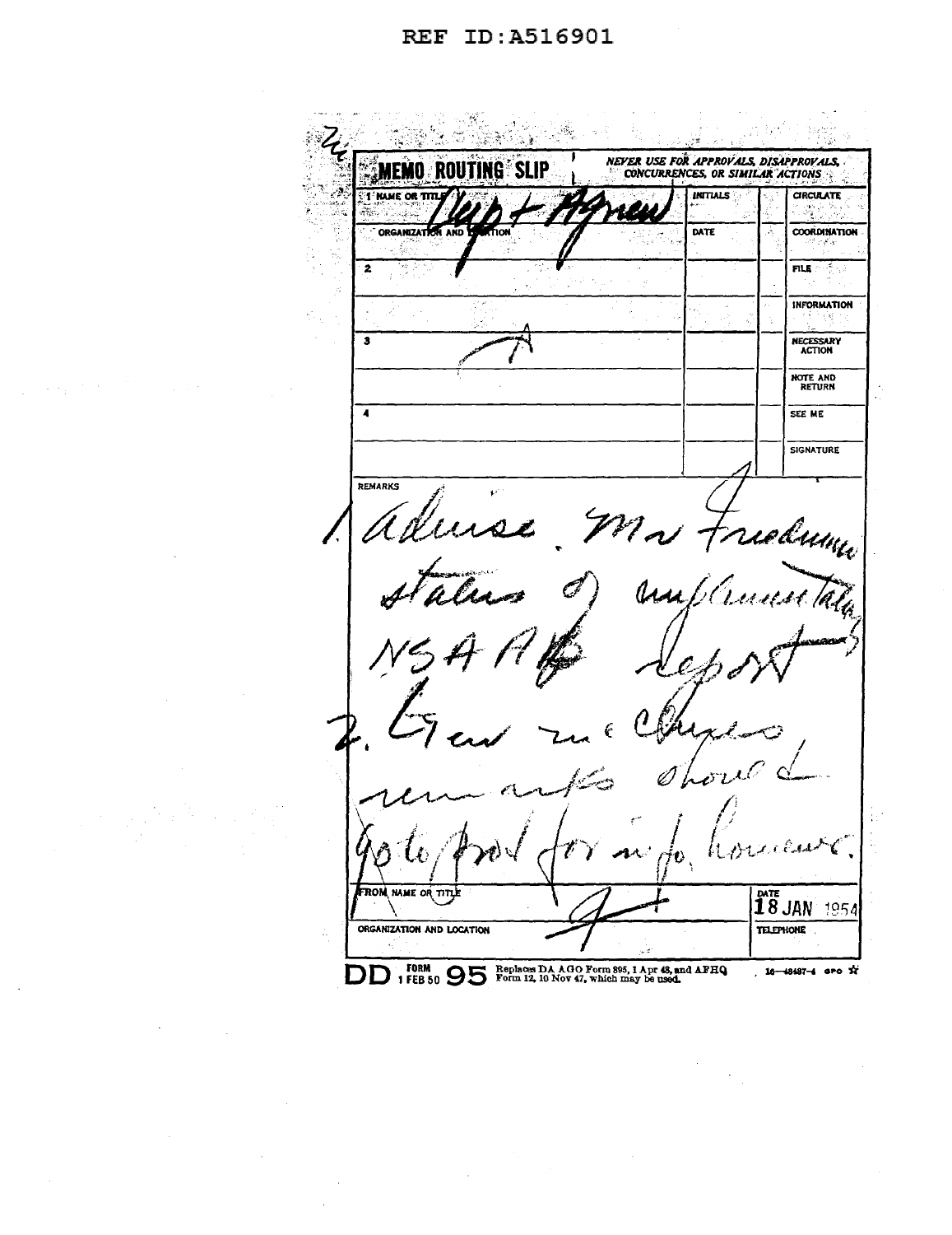REF ID:A516901

**MEMO ROUTING SLIP**

NEVER USE FOR APPROVALS, DISAPPROVALS, CONCURRENCES, OR SIMILAR ACTIONS

| | NAME OR TITLE | INITIALS | | |
|---|---|---|---|---|
| 1 | Capt Agnew | | | CIRCULATE |
| | ORGANIZATION AND LOCATION | DATE | | COORDINATION |
| 2 | | | | FILE |
| | | | | INFORMATION |
| 3 | | | | NECESSARY ACTION |
| | | | | NOTE AND RETURN |
| 4 | | | | SEE ME |
| | | | | SIGNATURE |

REMARKS

1. Advise Mr Friedman status of implementing NSA Ad[?] report.
2. Gen McClure's remarks should go to [?] for info, however.

| FROM NAME OR TITLE | DATE |
|---|---|
| | 18 JAN 1954 |
| ORGANIZATION AND LOCATION | TELEPHONE |

DD FORM 95 1 FEB 50 Replaces DA AGO Form 895, 1 Apr 48, and AFHQ Form 12, 10 Nov 47, which may be used. 16—48487-4 GPO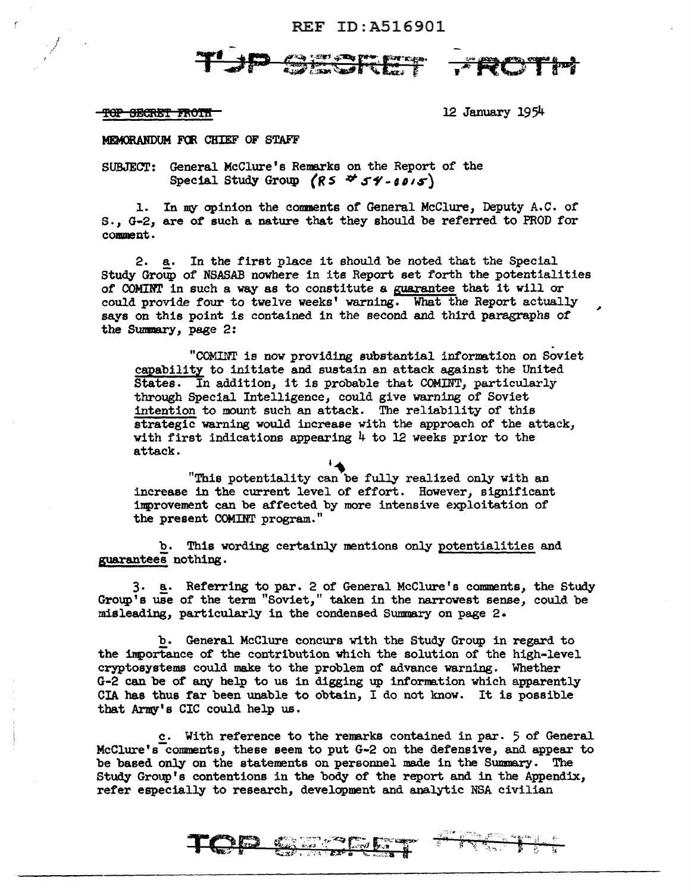REF ID:A516901

TOP SECRET FROTH

~~TOP SECRET FROTH~~

12 January 1954

MEMORANDUM FOR CHIEF OF STAFF

SUBJECT: General McClure's Remarks on the Report of the Special Study Group (RS # 54-0015)

1. In my opinion the comments of General McClure, Deputy A.C. of S., G-2, are of such a nature that they should be referred to PROD for comment.

2. a. In the first place it should be noted that the Special Study Group of NSASAB nowhere in its Report set forth the potentialities of COMINT in such a way as to constitute a guarantee that it will or could provide four to twelve weeks' warning. What the Report actually says on this point is contained in the second and third paragraphs of the Summary, page 2:

> "COMINT is now providing substantial information on Soviet capability to initiate and sustain an attack against the United States. In addition, it is probable that COMINT, particularly through Special Intelligence, could give warning of Soviet intention to mount such an attack. The reliability of this strategic warning would increase with the approach of the attack, with first indications appearing 4 to 12 weeks prior to the attack.
>
> "This potentiality can be fully realized only with an increase in the current level of effort. However, significant improvement can be affected by more intensive exploitation of the present COMINT program."

b. This wording certainly mentions only potentialities and guarantees nothing.

3. a. Referring to par. 2 of General McClure's comments, the Study Group's use of the term "Soviet," taken in the narrowest sense, could be misleading, particularly in the condensed Summary on page 2.

b. General McClure concurs with the Study Group in regard to the importance of the contribution which the solution of the high-level cryptosystems could make to the problem of advance warning. Whether G-2 can be of any help to us in digging up information which apparently CIA has thus far been unable to obtain, I do not know. It is possible that Army's CIC could help us.

c. With reference to the remarks contained in par. 5 of General McClure's comments, these seem to put G-2 on the defensive, and appear to be based only on the statements on personnel made in the Summary. The Study Group's contentions in the body of the report and in the Appendix, refer especially to research, development and analytic NSA civilian

TOP SECRET FROTH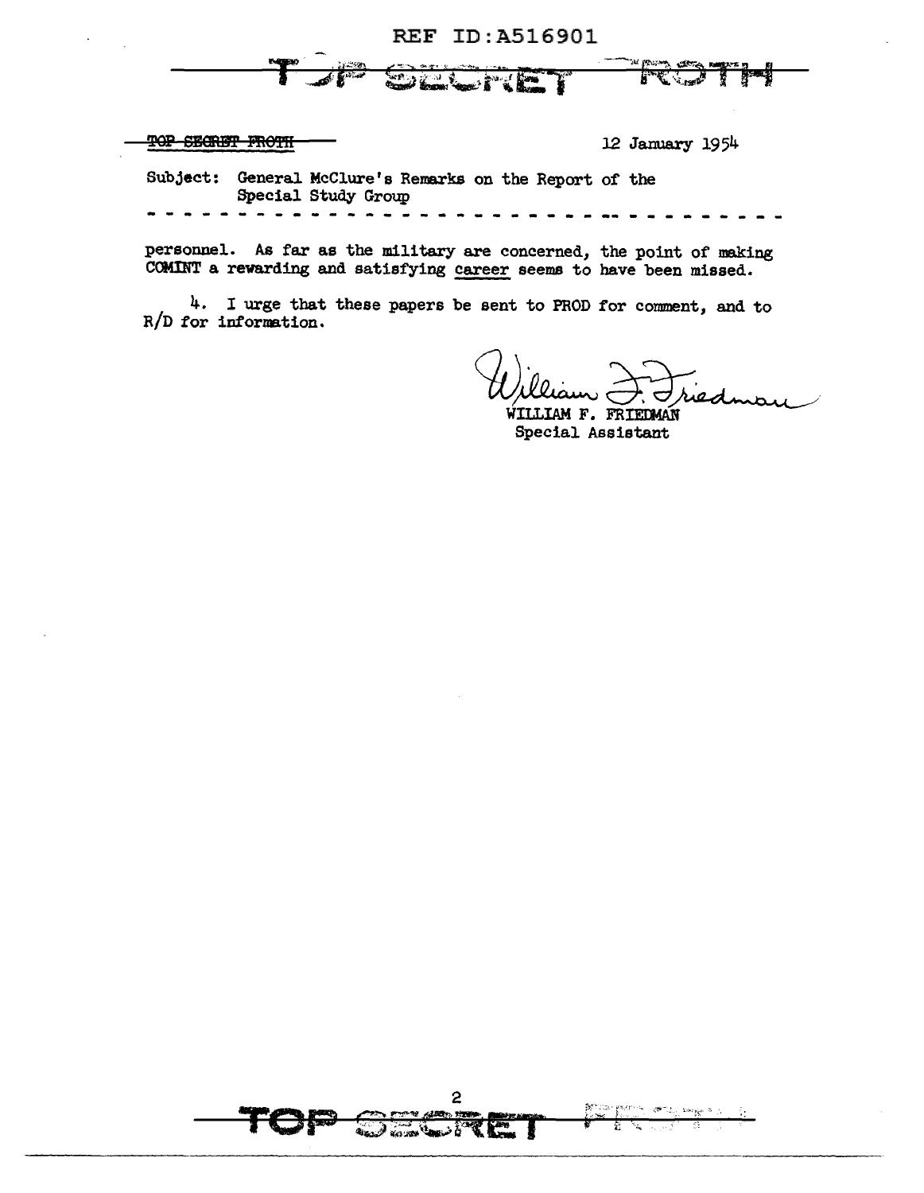TOP SECRET FROTH — 12 January 1954

Subject: General McClure's Remarks on the Report of the Special Study Group

- - - - - - - - - - - - - - - - - - - - - - - - - - - - - - - - -

personnel. As far as the military are concerned, the point of making COMINT a rewarding and satisfying career seems to have been missed.

4. I urge that these papers be sent to PROD for comment, and to R/D for information.

William F. Friedman

WILLIAM F. FRIEDMAN
Special Assistant